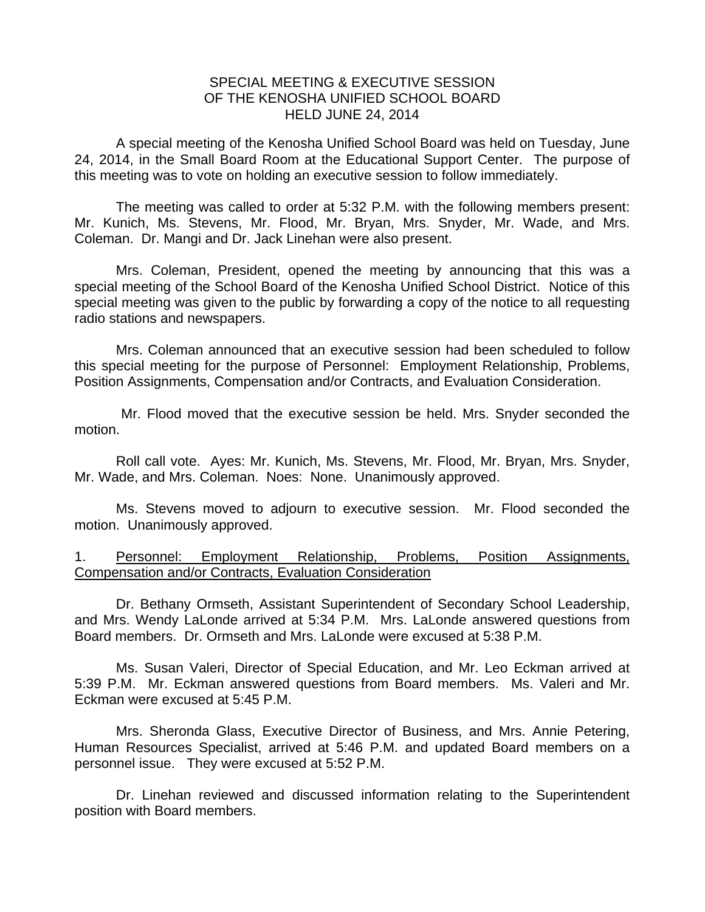# SPECIAL MEETING & EXECUTIVE SESSION OF THE KENOSHA UNIFIED SCHOOL BOARD HELD JUNE 24, 2014

A special meeting of the Kenosha Unified School Board was held on Tuesday, June 24, 2014, in the Small Board Room at the Educational Support Center. The purpose of this meeting was to vote on holding an executive session to follow immediately.

The meeting was called to order at 5:32 P.M. with the following members present: Mr. Kunich, Ms. Stevens, Mr. Flood, Mr. Bryan, Mrs. Snyder, Mr. Wade, and Mrs. Coleman. Dr. Mangi and Dr. Jack Linehan were also present.

Mrs. Coleman, President, opened the meeting by announcing that this was a special meeting of the School Board of the Kenosha Unified School District. Notice of this special meeting was given to the public by forwarding a copy of the notice to all requesting radio stations and newspapers.

Mrs. Coleman announced that an executive session had been scheduled to follow this special meeting for the purpose of Personnel: Employment Relationship, Problems, Position Assignments, Compensation and/or Contracts, and Evaluation Consideration.

Mr. Flood moved that the executive session be held. Mrs. Snyder seconded the motion.

Roll call vote. Ayes: Mr. Kunich, Ms. Stevens, Mr. Flood, Mr. Bryan, Mrs. Snyder, Mr. Wade, and Mrs. Coleman. Noes: None. Unanimously approved.

Ms. Stevens moved to adjourn to executive session. Mr. Flood seconded the motion. Unanimously approved.

1. Personnel: Employment Relationship, Problems, Position Assignments, Compensation and/or Contracts, Evaluation Consideration

Dr. Bethany Ormseth, Assistant Superintendent of Secondary School Leadership, and Mrs. Wendy LaLonde arrived at 5:34 P.M. Mrs. LaLonde answered questions from Board members. Dr. Ormseth and Mrs. LaLonde were excused at 5:38 P.M.

Ms. Susan Valeri, Director of Special Education, and Mr. Leo Eckman arrived at 5:39 P.M. Mr. Eckman answered questions from Board members. Ms. Valeri and Mr. Eckman were excused at 5:45 P.M.

Mrs. Sheronda Glass, Executive Director of Business, and Mrs. Annie Petering, Human Resources Specialist, arrived at 5:46 P.M. and updated Board members on a personnel issue. They were excused at 5:52 P.M.

Dr. Linehan reviewed and discussed information relating to the Superintendent position with Board members.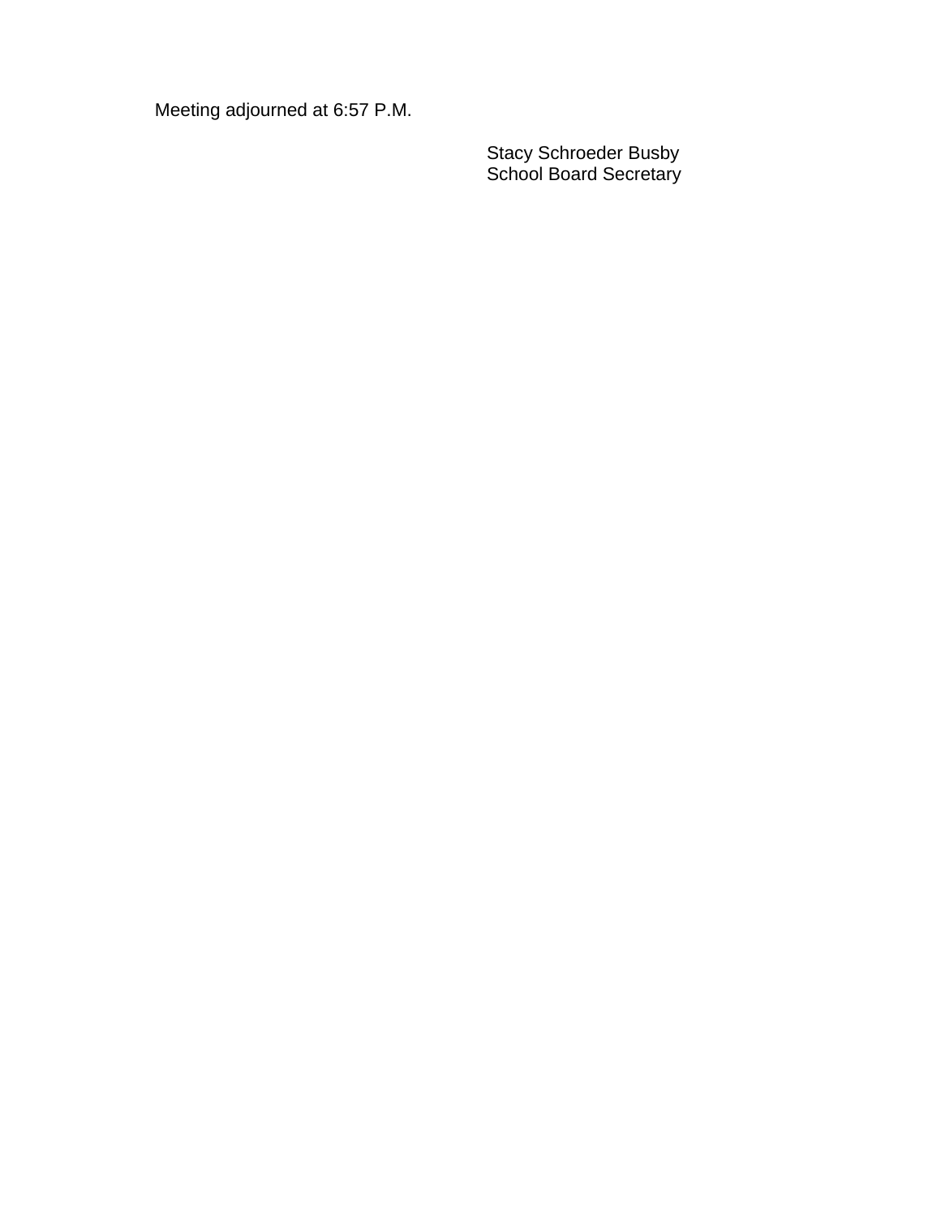Meeting adjourned at 6:57 P.M.

Stacy Schroeder Busby
School Board Secretary